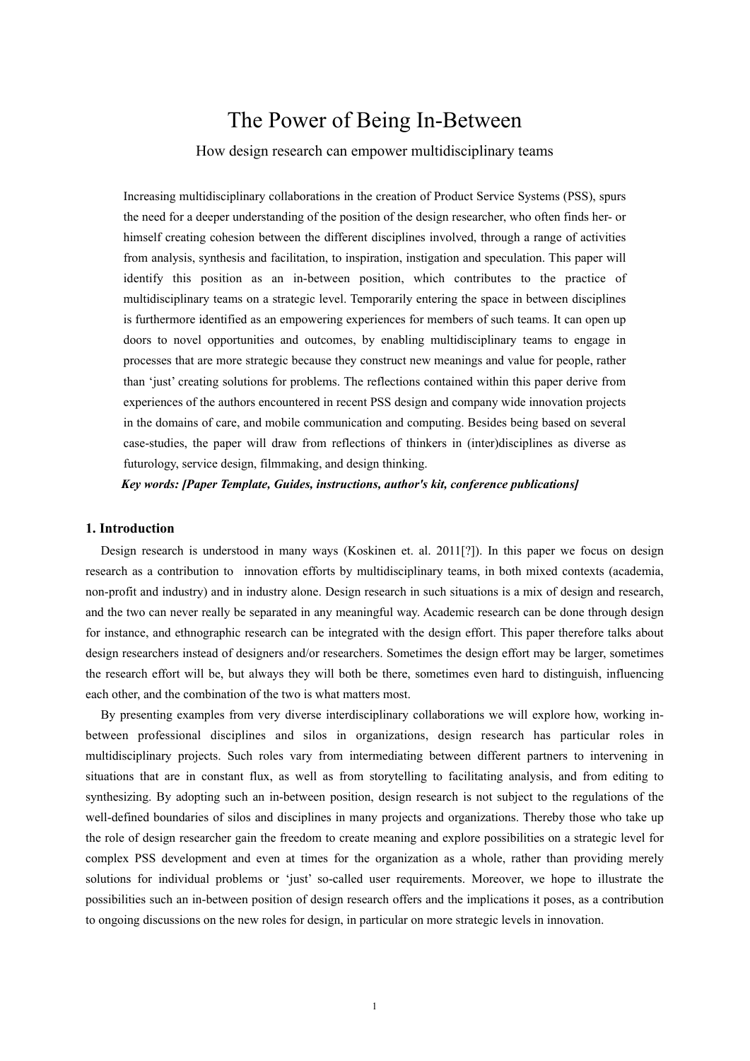# The Power of Being In-Between

How design research can empower multidisciplinary teams

Increasing multidisciplinary collaborations in the creation of Product Service Systems (PSS), spurs the need for a deeper understanding of the position of the design researcher, who often finds her- or himself creating cohesion between the different disciplines involved, through a range of activities from analysis, synthesis and facilitation, to inspiration, instigation and speculation. This paper will identify this position as an in-between position, which contributes to the practice of multidisciplinary teams on a strategic level. Temporarily entering the space in between disciplines is furthermore identified as an empowering experiences for members of such teams. It can open up doors to novel opportunities and outcomes, by enabling multidisciplinary teams to engage in processes that are more strategic because they construct new meanings and value for people, rather than 'just' creating solutions for problems. The reflections contained within this paper derive from experiences of the authors encountered in recent PSS design and company wide innovation projects in the domains of care, and mobile communication and computing. Besides being based on several case-studies, the paper will draw from reflections of thinkers in (inter)disciplines as diverse as futurology, service design, filmmaking, and design thinking.

***Key words: [Paper Template, Guides, instructions, author's kit, conference publications]***

## 1. Introduction

Design research is understood in many ways (Koskinen et. al. 2011[?]). In this paper we focus on design research as a contribution to innovation efforts by multidisciplinary teams, in both mixed contexts (academia, non-profit and industry) and in industry alone. Design research in such situations is a mix of design and research, and the two can never really be separated in any meaningful way. Academic research can be done through design for instance, and ethnographic research can be integrated with the design effort. This paper therefore talks about design researchers instead of designers and/or researchers. Sometimes the design effort may be larger, sometimes the research effort will be, but always they will both be there, sometimes even hard to distinguish, influencing each other, and the combination of the two is what matters most.

By presenting examples from very diverse interdisciplinary collaborations we will explore how, working in-between professional disciplines and silos in organizations, design research has particular roles in multidisciplinary projects. Such roles vary from intermediating between different partners to intervening in situations that are in constant flux, as well as from storytelling to facilitating analysis, and from editing to synthesizing. By adopting such an in-between position, design research is not subject to the regulations of the well-defined boundaries of silos and disciplines in many projects and organizations. Thereby those who take up the role of design researcher gain the freedom to create meaning and explore possibilities on a strategic level for complex PSS development and even at times for the organization as a whole, rather than providing merely solutions for individual problems or 'just' so-called user requirements. Moreover, we hope to illustrate the possibilities such an in-between position of design research offers and the implications it poses, as a contribution to ongoing discussions on the new roles for design, in particular on more strategic levels in innovation.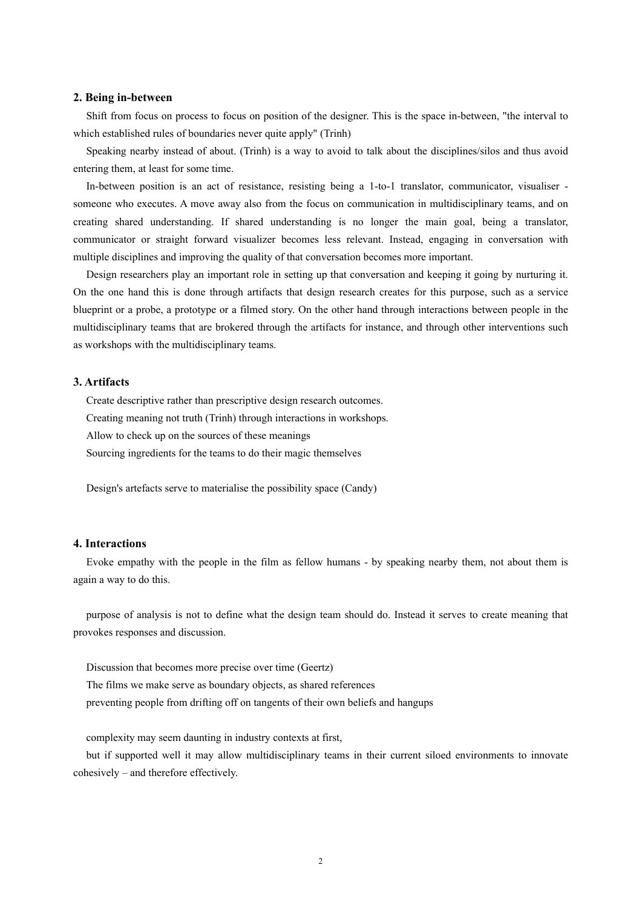## 2. Being in-between

Shift from focus on process to focus on position of the designer. This is the space in-between, "the interval to which established rules of boundaries never quite apply" (Trinh)

Speaking nearby instead of about. (Trinh) is a way to avoid to talk about the disciplines/silos and thus avoid entering them, at least for some time.

In-between position is an act of resistance, resisting being a 1-to-1 translator, communicator, visualiser - someone who executes. A move away also from the focus on communication in multidisciplinary teams, and on creating shared understanding. If shared understanding is no longer the main goal, being a translator, communicator or straight forward visualizer becomes less relevant. Instead, engaging in conversation with multiple disciplines and improving the quality of that conversation becomes more important.

Design researchers play an important role in setting up that conversation and keeping it going by nurturing it. On the one hand this is done through artifacts that design research creates for this purpose, such as a service blueprint or a probe, a prototype or a filmed story. On the other hand through interactions between people in the multidisciplinary teams that are brokered through the artifacts for instance, and through other interventions such as workshops with the multidisciplinary teams.

## 3. Artifacts

Create descriptive rather than prescriptive design research outcomes.

Creating meaning not truth (Trinh) through interactions in workshops.

Allow to check up on the sources of these meanings

Sourcing ingredients for the teams to do their magic themselves

Design's artefacts serve to materialise the possibility space (Candy)

## 4. Interactions

Evoke empathy with the people in the film as fellow humans - by speaking nearby them, not about them is again a way to do this.

purpose of analysis is not to define what the design team should do. Instead it serves to create meaning that provokes responses and discussion.

Discussion that becomes more precise over time (Geertz)

The films we make serve as boundary objects, as shared references

preventing people from drifting off on tangents of their own beliefs and hangups

complexity may seem daunting in industry contexts at first,

but if supported well it may allow multidisciplinary teams in their current siloed environments to innovate cohesively – and therefore effectively.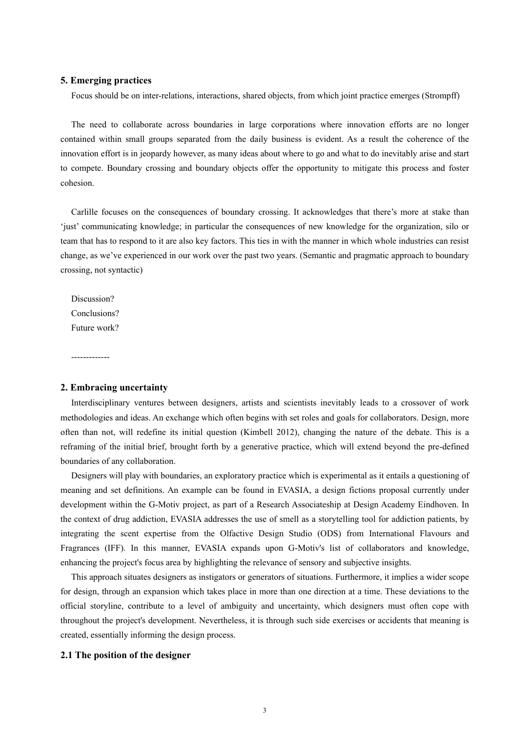## 5. Emerging practices

Focus should be on inter-relations, interactions, shared objects, from which joint practice emerges (Strompff)

The need to collaborate across boundaries in large corporations where innovation efforts are no longer contained within small groups separated from the daily business is evident. As a result the coherence of the innovation effort is in jeopardy however, as many ideas about where to go and what to do inevitably arise and start to compete. Boundary crossing and boundary objects offer the opportunity to mitigate this process and foster cohesion.

Carlille focuses on the consequences of boundary crossing. It acknowledges that there's more at stake than 'just' communicating knowledge; in particular the consequences of new knowledge for the organization, silo or team that has to respond to it are also key factors. This ties in with the manner in which whole industries can resist change, as we've experienced in our work over the past two years. (Semantic and pragmatic approach to boundary crossing, not syntactic)

Discussion?

Conclusions?

Future work?

-------------

## 2. Embracing uncertainty

Interdisciplinary ventures between designers, artists and scientists inevitably leads to a crossover of work methodologies and ideas. An exchange which often begins with set roles and goals for collaborators. Design, more often than not, will redefine its initial question (Kimbell 2012), changing the nature of the debate. This is a reframing of the initial brief, brought forth by a generative practice, which will extend beyond the pre-defined boundaries of any collaboration.

Designers will play with boundaries, an exploratory practice which is experimental as it entails a questioning of meaning and set definitions. An example can be found in EVASIA, a design fictions proposal currently under development within the G-Motiv project, as part of a Research Associateship at Design Academy Eindhoven. In the context of drug addiction, EVASIA addresses the use of smell as a storytelling tool for addiction patients, by integrating the scent expertise from the Olfactive Design Studio (ODS) from International Flavours and Fragrances (IFF). In this manner, EVASIA expands upon G-Motiv's list of collaborators and knowledge, enhancing the project's focus area by highlighting the relevance of sensory and subjective insights.

This approach situates designers as instigators or generators of situations. Furthermore, it implies a wider scope for design, through an expansion which takes place in more than one direction at a time. These deviations to the official storyline, contribute to a level of ambiguity and uncertainty, which designers must often cope with throughout the project's development. Nevertheless, it is through such side exercises or accidents that meaning is created, essentially informing the design process.

### 2.1 The position of the designer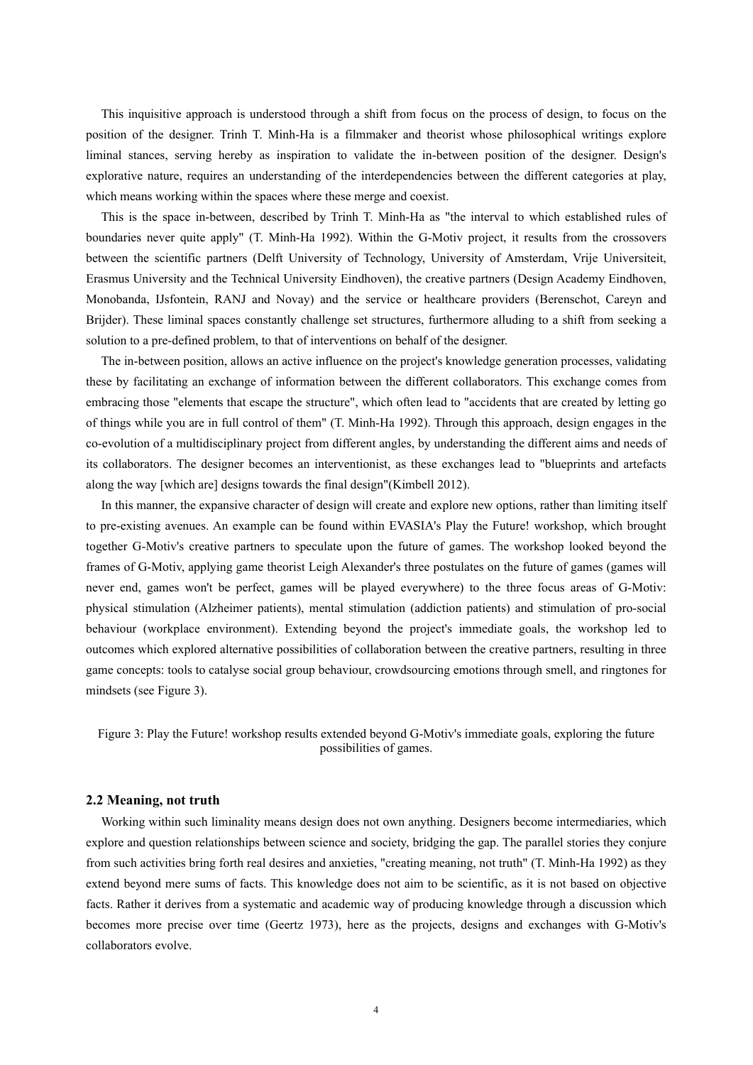This inquisitive approach is understood through a shift from focus on the process of design, to focus on the position of the designer. Trinh T. Minh-Ha is a filmmaker and theorist whose philosophical writings explore liminal stances, serving hereby as inspiration to validate the in-between position of the designer. Design's explorative nature, requires an understanding of the interdependencies between the different categories at play, which means working within the spaces where these merge and coexist.

This is the space in-between, described by Trinh T. Minh-Ha as "the interval to which established rules of boundaries never quite apply" (T. Minh-Ha 1992). Within the G-Motiv project, it results from the crossovers between the scientific partners (Delft University of Technology, University of Amsterdam, Vrije Universiteit, Erasmus University and the Technical University Eindhoven), the creative partners (Design Academy Eindhoven, Monobanda, IJsfontein, RANJ and Novay) and the service or healthcare providers (Berenschot, Careyn and Brijder). These liminal spaces constantly challenge set structures, furthermore alluding to a shift from seeking a solution to a pre-defined problem, to that of interventions on behalf of the designer.

The in-between position, allows an active influence on the project's knowledge generation processes, validating these by facilitating an exchange of information between the different collaborators. This exchange comes from embracing those "elements that escape the structure", which often lead to "accidents that are created by letting go of things while you are in full control of them" (T. Minh-Ha 1992). Through this approach, design engages in the co-evolution of a multidisciplinary project from different angles, by understanding the different aims and needs of its collaborators. The designer becomes an interventionist, as these exchanges lead to "blueprints and artefacts along the way [which are] designs towards the final design"(Kimbell 2012).

In this manner, the expansive character of design will create and explore new options, rather than limiting itself to pre-existing avenues. An example can be found within EVASIA's Play the Future! workshop, which brought together G-Motiv's creative partners to speculate upon the future of games. The workshop looked beyond the frames of G-Motiv, applying game theorist Leigh Alexander's three postulates on the future of games (games will never end, games won't be perfect, games will be played everywhere) to the three focus areas of G-Motiv: physical stimulation (Alzheimer patients), mental stimulation (addiction patients) and stimulation of pro-social behaviour (workplace environment). Extending beyond the project's immediate goals, the workshop led to outcomes which explored alternative possibilities of collaboration between the creative partners, resulting in three game concepts: tools to catalyse social group behaviour, crowdsourcing emotions through smell, and ringtones for mindsets (see Figure 3).

Figure 3: Play the Future! workshop results extended beyond G-Motiv's immediate goals, exploring the future possibilities of games.

## 2.2 Meaning, not truth

Working within such liminality means design does not own anything. Designers become intermediaries, which explore and question relationships between science and society, bridging the gap. The parallel stories they conjure from such activities bring forth real desires and anxieties, "creating meaning, not truth" (T. Minh-Ha 1992) as they extend beyond mere sums of facts. This knowledge does not aim to be scientific, as it is not based on objective facts. Rather it derives from a systematic and academic way of producing knowledge through a discussion which becomes more precise over time (Geertz 1973), here as the projects, designs and exchanges with G-Motiv's collaborators evolve.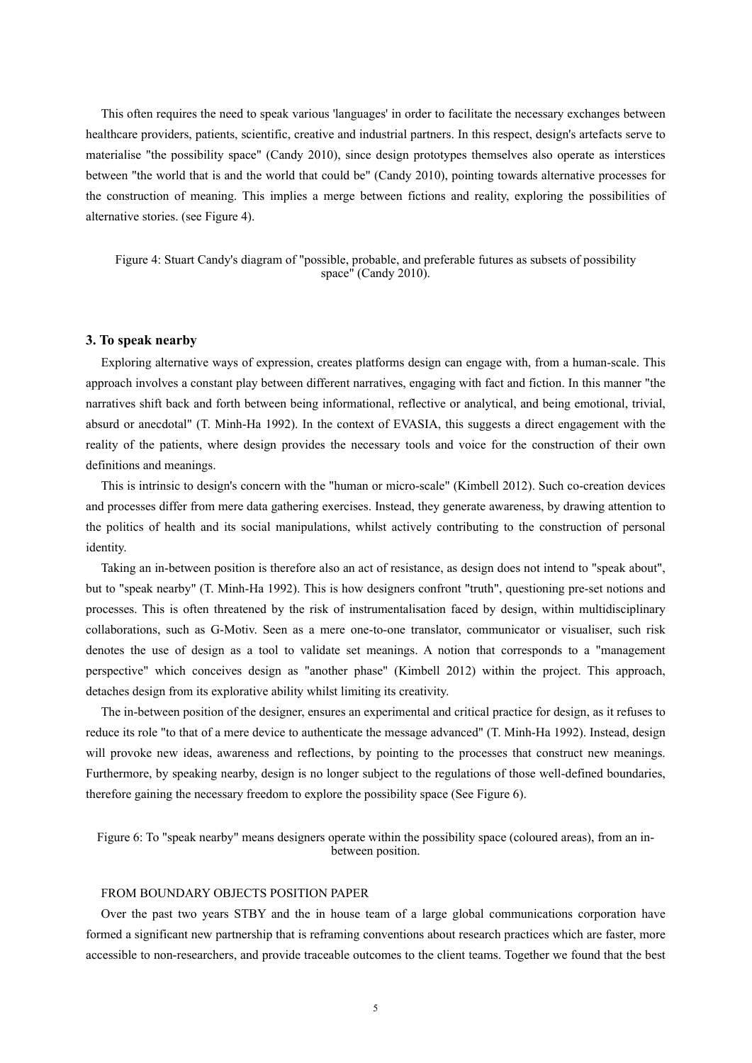This often requires the need to speak various 'languages' in order to facilitate the necessary exchanges between healthcare providers, patients, scientific, creative and industrial partners. In this respect, design's artefacts serve to materialise "the possibility space" (Candy 2010), since design prototypes themselves also operate as interstices between "the world that is and the world that could be" (Candy 2010), pointing towards alternative processes for the construction of meaning. This implies a merge between fictions and reality, exploring the possibilities of alternative stories. (see Figure 4).

Figure 4: Stuart Candy's diagram of "possible, probable, and preferable futures as subsets of possibility space" (Candy 2010).

### 3. To speak nearby

Exploring alternative ways of expression, creates platforms design can engage with, from a human-scale. This approach involves a constant play between different narratives, engaging with fact and fiction. In this manner "the narratives shift back and forth between being informational, reflective or analytical, and being emotional, trivial, absurd or anecdotal" (T. Minh-Ha 1992). In the context of EVASIA, this suggests a direct engagement with the reality of the patients, where design provides the necessary tools and voice for the construction of their own definitions and meanings.

This is intrinsic to design's concern with the "human or micro-scale" (Kimbell 2012). Such co-creation devices and processes differ from mere data gathering exercises. Instead, they generate awareness, by drawing attention to the politics of health and its social manipulations, whilst actively contributing to the construction of personal identity.

Taking an in-between position is therefore also an act of resistance, as design does not intend to "speak about", but to "speak nearby" (T. Minh-Ha 1992). This is how designers confront "truth", questioning pre-set notions and processes. This is often threatened by the risk of instrumentalisation faced by design, within multidisciplinary collaborations, such as G-Motiv. Seen as a mere one-to-one translator, communicator or visualiser, such risk denotes the use of design as a tool to validate set meanings. A notion that corresponds to a "management perspective" which conceives design as "another phase" (Kimbell 2012) within the project. This approach, detaches design from its explorative ability whilst limiting its creativity.

The in-between position of the designer, ensures an experimental and critical practice for design, as it refuses to reduce its role "to that of a mere device to authenticate the message advanced" (T. Minh-Ha 1992). Instead, design will provoke new ideas, awareness and reflections, by pointing to the processes that construct new meanings. Furthermore, by speaking nearby, design is no longer subject to the regulations of those well-defined boundaries, therefore gaining the necessary freedom to explore the possibility space (See Figure 6).

Figure 6: To "speak nearby" means designers operate within the possibility space (coloured areas), from an in-between position.

FROM BOUNDARY OBJECTS POSITION PAPER

Over the past two years STBY and the in house team of a large global communications corporation have formed a significant new partnership that is reframing conventions about research practices which are faster, more accessible to non-researchers, and provide traceable outcomes to the client teams. Together we found that the best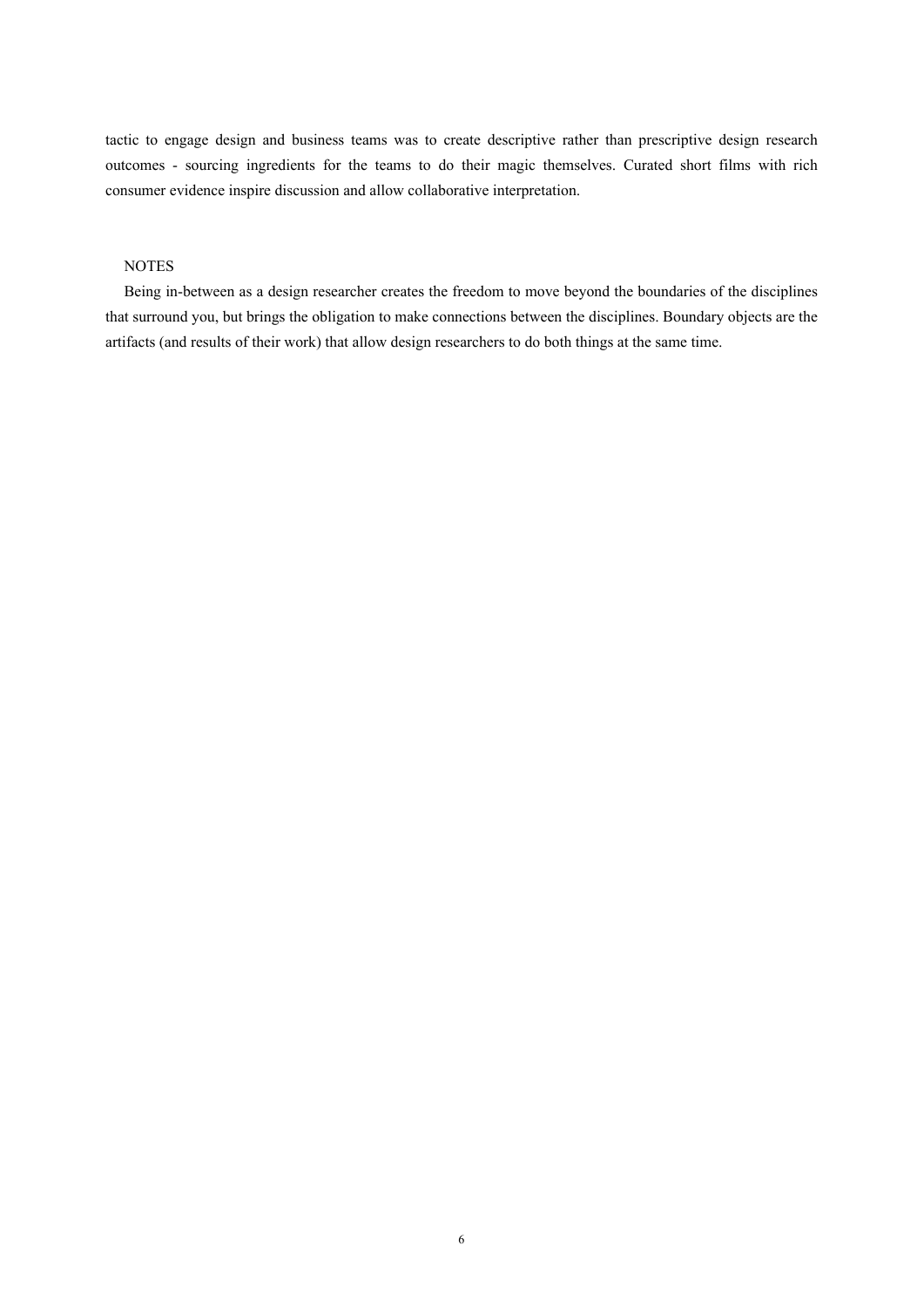tactic to engage design and business teams was to create descriptive rather than prescriptive design research outcomes - sourcing ingredients for the teams to do their magic themselves. Curated short films with rich consumer evidence inspire discussion and allow collaborative interpretation.

## NOTES

Being in-between as a design researcher creates the freedom to move beyond the boundaries of the disciplines that surround you, but brings the obligation to make connections between the disciplines. Boundary objects are the artifacts (and results of their work) that allow design researchers to do both things at the same time.